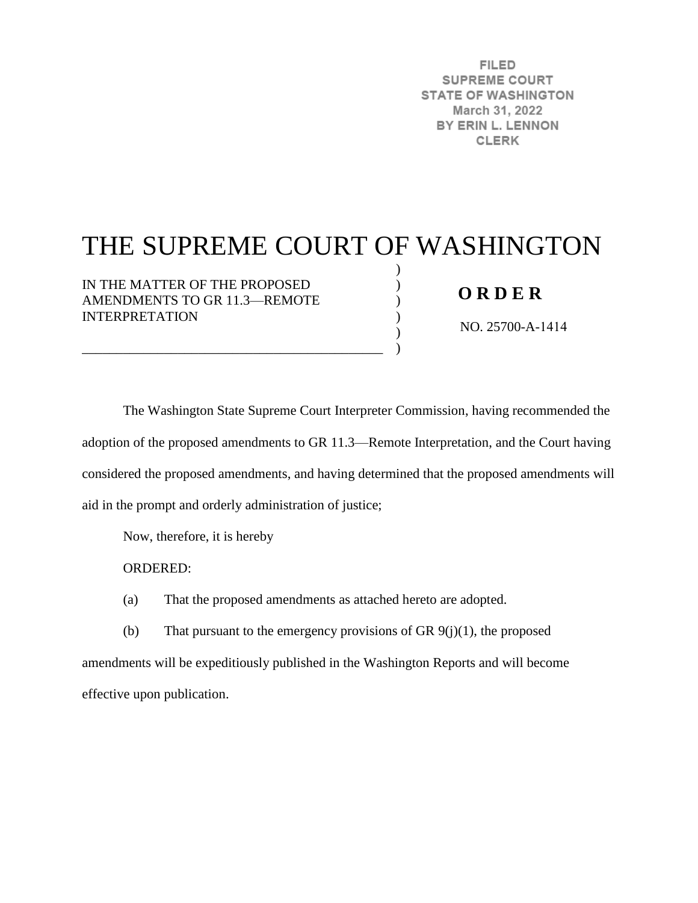FILED
SUPREME COURT
STATE OF WASHINGTON
March 31, 2022
BY ERIN L. LENNON
CLERK

# THE SUPREME COURT OF WASHINGTON

IN THE MATTER OF THE PROPOSED AMENDMENTS TO GR 11.3—REMOTE INTERPRETATION

**O R D E R**

NO. 25700-A-1414

The Washington State Supreme Court Interpreter Commission, having recommended the adoption of the proposed amendments to GR 11.3—Remote Interpretation, and the Court having considered the proposed amendments, and having determined that the proposed amendments will aid in the prompt and orderly administration of justice;

Now, therefore, it is hereby

ORDERED:

(a) That the proposed amendments as attached hereto are adopted.

(b) That pursuant to the emergency provisions of GR 9(j)(1), the proposed amendments will be expeditiously published in the Washington Reports and will become effective upon publication.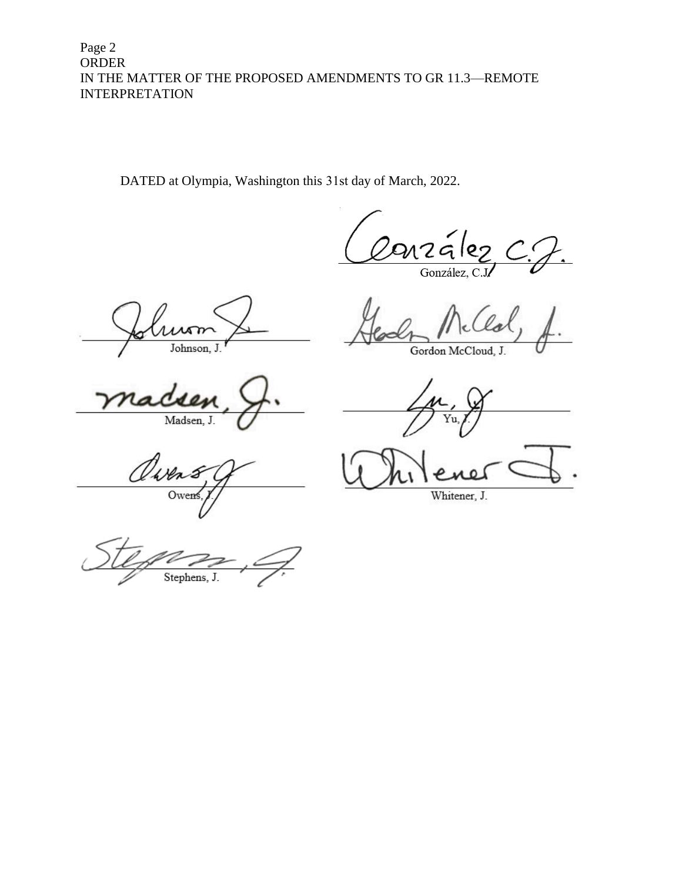DATED at Olympia, Washington this 31st day of March, 2022.

González, C.J.

Johnson, J.

Gordon McCloud, J.

Madsen, J.

Yu, J.

Owens, J.

Whitener, J.

Stephens, J.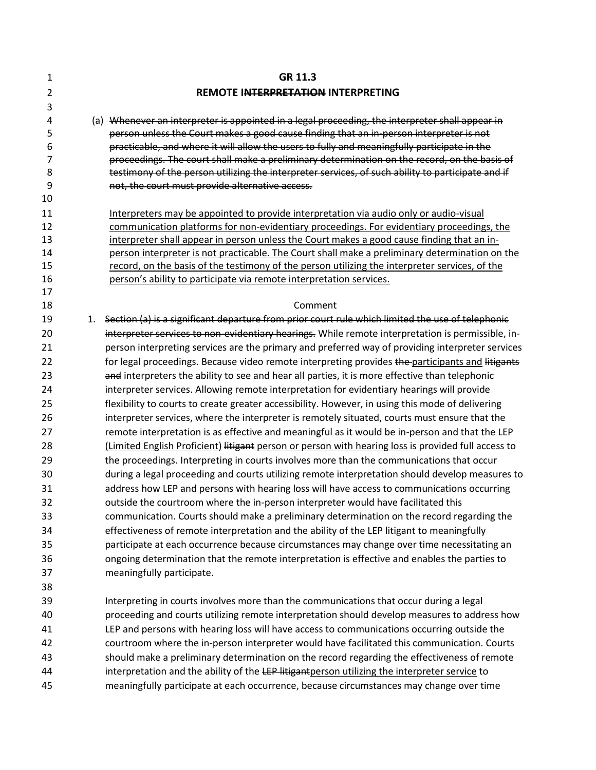# GR 11.3

## REMOTE I~~NTERPRETATION~~ INTERPRETING

(a) ~~Whenever an interpreter is appointed in a legal proceeding, the interpreter shall appear in person unless the Court makes a good cause finding that an in-person interpreter is not practicable, and where it will allow the users to fully and meaningfully participate in the proceedings. The court shall make a preliminary determination on the record, on the basis of testimony of the person utilizing the interpreter services, of such ability to participate and if not, the court must provide alternative access.~~

<u>Interpreters may be appointed to provide interpretation via audio only or audio-visual communication platforms for non-evidentiary proceedings. For evidentiary proceedings, the interpreter shall appear in person unless the Court makes a good cause finding that an in-person interpreter is not practicable. The Court shall make a preliminary determination on the record, on the basis of the testimony of the person utilizing the interpreter services, of the person's ability to participate via remote interpretation services.</u>

Comment

1. ~~Section (a) is a significant departure from prior court rule which limited the use of telephonic interpreter services to non-evidentiary hearings.~~ While remote interpretation is permissible, in-person interpreting services are the primary and preferred way of providing interpreter services for legal proceedings. Because video remote interpreting provides ~~the~~ <u>participants and</u> ~~litigants and~~ interpreters the ability to see and hear all parties, it is more effective than telephonic interpreter services. Allowing remote interpretation for evidentiary hearings will provide flexibility to courts to create greater accessibility. However, in using this mode of delivering interpreter services, where the interpreter is remotely situated, courts must ensure that the remote interpretation is as effective and meaningful as it would be in-person and that the LEP <u>(Limited English Proficient)</u> ~~litigant~~ <u>person or person with hearing loss</u> is provided full access to the proceedings. Interpreting in courts involves more than the communications that occur during a legal proceeding and courts utilizing remote interpretation should develop measures to address how LEP and persons with hearing loss will have access to communications occurring outside the courtroom where the in-person interpreter would have facilitated this communication. Courts should make a preliminary determination on the record regarding the effectiveness of remote interpretation and the ability of the LEP litigant to meaningfully participate at each occurrence because circumstances may change over time necessitating an ongoing determination that the remote interpretation is effective and enables the parties to meaningfully participate.

   Interpreting in courts involves more than the communications that occur during a legal proceeding and courts utilizing remote interpretation should develop measures to address how LEP and persons with hearing loss will have access to communications occurring outside the courtroom where the in-person interpreter would have facilitated this communication. Courts should make a preliminary determination on the record regarding the effectiveness of remote interpretation and the ability of the ~~LEP litigant~~<u>person utilizing the interpreter service</u> to meaningfully participate at each occurrence, because circumstances may change over time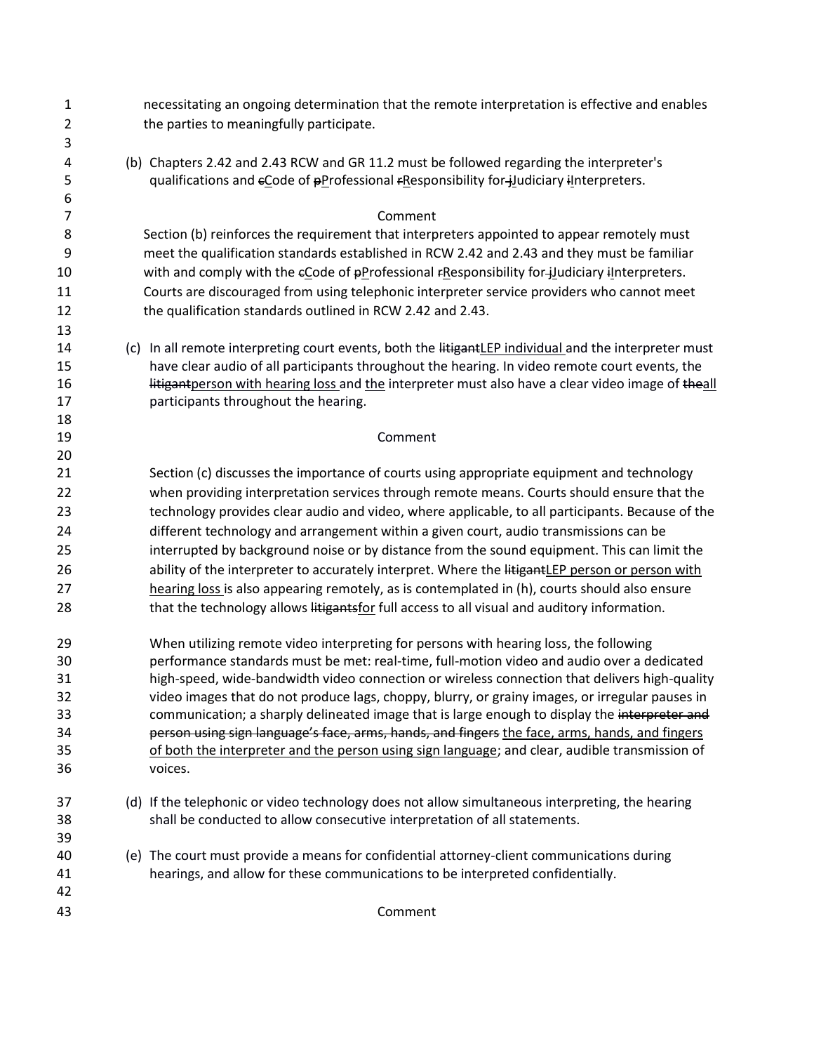necessitating an ongoing determination that the remote interpretation is effective and enables the parties to meaningfully participate.

(b) Chapters 2.42 and 2.43 RCW and GR 11.2 must be followed regarding the interpreter's qualifications and ~~c~~<u>C</u>ode of ~~p~~<u>P</u>rofessional ~~r~~<u>R</u>esponsibility for~~-j~~<u>J</u>udiciary ~~i~~<u>I</u>nterpreters.

Comment

Section (b) reinforces the requirement that interpreters appointed to appear remotely must meet the qualification standards established in RCW 2.42 and 2.43 and they must be familiar with and comply with the ~~c~~<u>C</u>ode of ~~p~~<u>P</u>rofessional ~~r~~<u>R</u>esponsibility for~~-j~~<u>J</u>udiciary ~~i~~<u>I</u>nterpreters. Courts are discouraged from using telephonic interpreter service providers who cannot meet the qualification standards outlined in RCW 2.42 and 2.43.

(c) In all remote interpreting court events, both the ~~litigant~~<u>LEP individual</u> and the interpreter must have clear audio of all participants throughout the hearing. In video remote court events, the ~~litigant~~<u>person with hearing loss</u> and <u>the</u> interpreter must also have a clear video image of ~~the~~<u>all</u> participants throughout the hearing.

Comment

Section (c) discusses the importance of courts using appropriate equipment and technology when providing interpretation services through remote means. Courts should ensure that the technology provides clear audio and video, where applicable, to all participants. Because of the different technology and arrangement within a given court, audio transmissions can be interrupted by background noise or by distance from the sound equipment. This can limit the ability of the interpreter to accurately interpret. Where the ~~litigant~~<u>LEP person or person with hearing loss</u> is also appearing remotely, as is contemplated in (h), courts should also ensure that the technology allows ~~litigants~~<u>for</u> full access to all visual and auditory information.

When utilizing remote video interpreting for persons with hearing loss, the following performance standards must be met: real-time, full-motion video and audio over a dedicated high-speed, wide-bandwidth video connection or wireless connection that delivers high-quality video images that do not produce lags, choppy, blurry, or grainy images, or irregular pauses in communication; a sharply delineated image that is large enough to display the ~~interpreter and person using sign language's face, arms, hands, and fingers~~ <u>the face, arms, hands, and fingers of both the interpreter and the person using sign language</u>; and clear, audible transmission of voices.

(d) If the telephonic or video technology does not allow simultaneous interpreting, the hearing shall be conducted to allow consecutive interpretation of all statements.

(e) The court must provide a means for confidential attorney-client communications during hearings, and allow for these communications to be interpreted confidentially.

Comment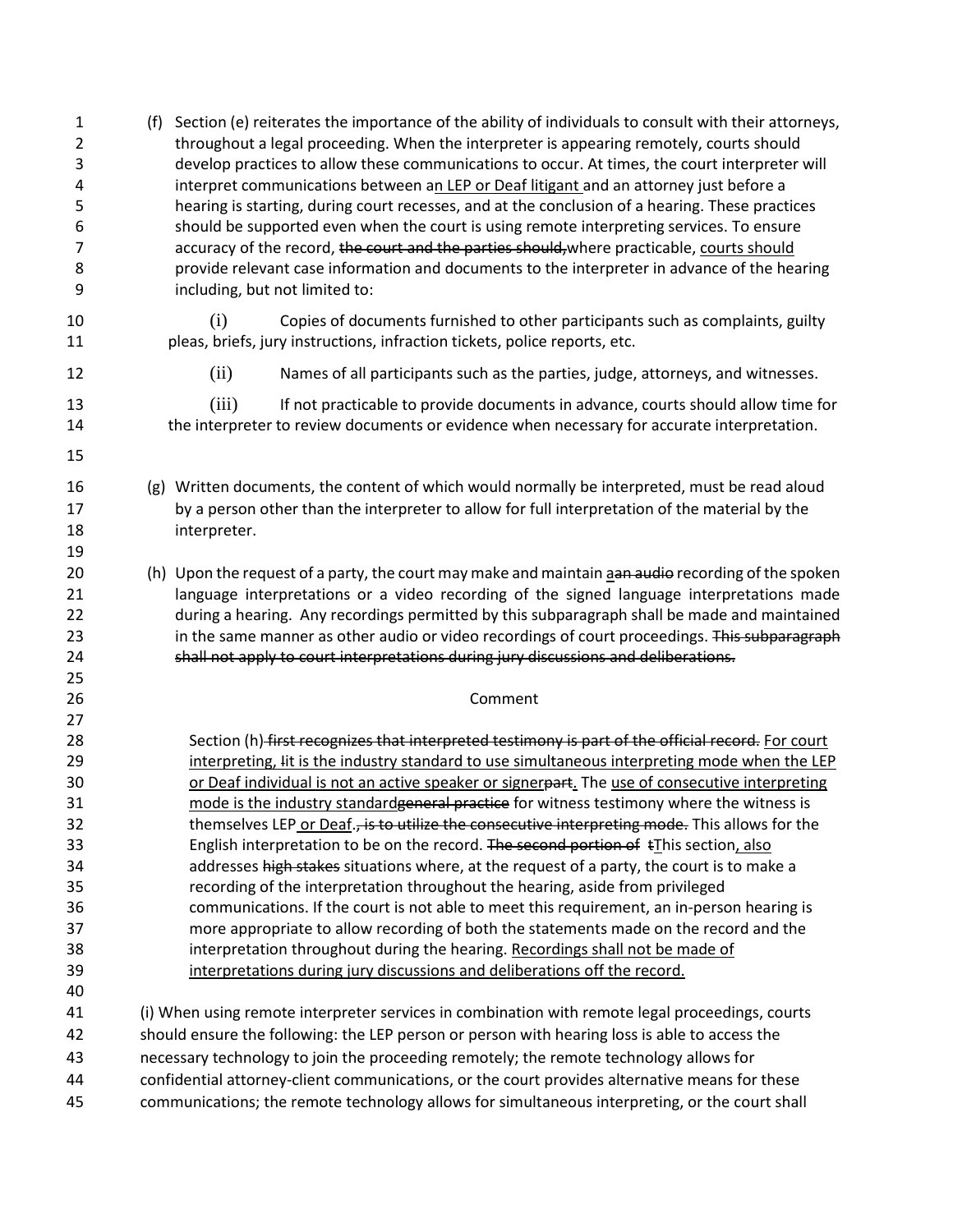(f) Section (e) reiterates the importance of the ability of individuals to consult with their attorneys, throughout a legal proceeding. When the interpreter is appearing remotely, courts should develop practices to allow these communications to occur. At times, the court interpreter will interpret communications between a<u>n LEP or Deaf litigant </u>and an attorney just before a hearing is starting, during court recesses, and at the conclusion of a hearing. These practices should be supported even when the court is using remote interpreting services. To ensure accuracy of the record, ~~the court and the parties should,~~where practicable, <u>courts should</u> provide relevant case information and documents to the interpreter in advance of the hearing including, but not limited to:

(i) Copies of documents furnished to other participants such as complaints, guilty pleas, briefs, jury instructions, infraction tickets, police reports, etc.

(ii) Names of all participants such as the parties, judge, attorneys, and witnesses.

(iii) If not practicable to provide documents in advance, courts should allow time for the interpreter to review documents or evidence when necessary for accurate interpretation.

(g) Written documents, the content of which would normally be interpreted, must be read aloud by a person other than the interpreter to allow for full interpretation of the material by the interpreter.

(h) Upon the request of a party, the court may make and maintain <u>a</u>~~an audio~~ recording of the spoken language interpretations or a video recording of the signed language interpretations made during a hearing. Any recordings permitted by this subparagraph shall be made and maintained in the same manner as other audio or video recordings of court proceedings. ~~This subparagraph shall not apply to court interpretations during jury discussions and deliberations.~~

Comment

Section (h)~~ first recognizes that interpreted testimony is part of the official record.~~ <u>For court interpreting, I</u>~~I~~t is the industry standard to use simultaneous interpreting mode when the <u>LEP or Deaf individual is not an active speaker or signer</u>~~part~~<u>.</u> The <u>use of consecutive interpreting mode is the industry standard</u>~~general practice~~ for witness testimony where the witness is themselves LEP<u> or Deaf</u>.~~, is to utilize the consecutive interpreting mode.~~ This allows for the English interpretation to be on the record. ~~The second portion of~~ ~~t~~<u>T</u>his section<u>, also</u> addresses ~~high stakes~~ situations where, at the request of a party, the court is to make a recording of the interpretation throughout the hearing, aside from privileged communications. If the court is not able to meet this requirement, an in-person hearing is more appropriate to allow recording of both the statements made on the record and the interpretation throughout during the hearing. <u>Recordings shall not be made of interpretations during jury discussions and deliberations off the record.</u>

(i) When using remote interpreter services in combination with remote legal proceedings, courts should ensure the following: the LEP person or person with hearing loss is able to access the necessary technology to join the proceeding remotely; the remote technology allows for confidential attorney-client communications, or the court provides alternative means for these communications; the remote technology allows for simultaneous interpreting, or the court shall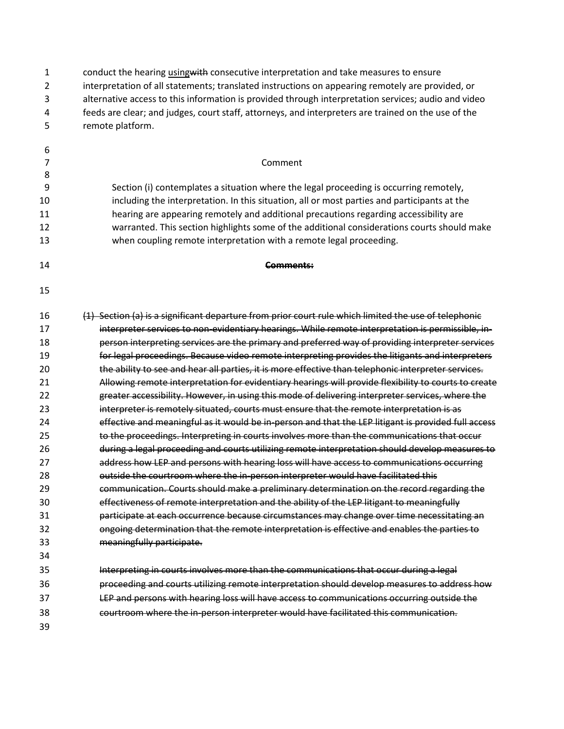conduct the hearing <u>using</u>~~with~~ consecutive interpretation and take measures to ensure interpretation of all statements; translated instructions on appearing remotely are provided, or alternative access to this information is provided through interpretation services; audio and video feeds are clear; and judges, court staff, attorneys, and interpreters are trained on the use of the remote platform.

Comment

Section (i) contemplates a situation where the legal proceeding is occurring remotely, including the interpretation. In this situation, all or most parties and participants at the hearing are appearing remotely and additional precautions regarding accessibility are warranted. This section highlights some of the additional considerations courts should make when coupling remote interpretation with a remote legal proceeding.

~~**Comments:**~~

~~(1) Section (a) is a significant departure from prior court rule which limited the use of telephonic interpreter services to non-evidentiary hearings. While remote interpretation is permissible, in-person interpreting services are the primary and preferred way of providing interpreter services for legal proceedings. Because video remote interpreting provides the litigants and interpreters the ability to see and hear all parties, it is more effective than telephonic interpreter services. Allowing remote interpretation for evidentiary hearings will provide flexibility to courts to create greater accessibility. However, in using this mode of delivering interpreter services, where the interpreter is remotely situated, courts must ensure that the remote interpretation is as effective and meaningful as it would be in-person and that the LEP litigant is provided full access to the proceedings. Interpreting in courts involves more than the communications that occur during a legal proceeding and courts utilizing remote interpretation should develop measures to address how LEP and persons with hearing loss will have access to communications occurring outside the courtroom where the in-person interpreter would have facilitated this communication. Courts should make a preliminary determination on the record regarding the effectiveness of remote interpretation and the ability of the LEP litigant to meaningfully participate at each occurrence because circumstances may change over time necessitating an ongoing determination that the remote interpretation is effective and enables the parties to meaningfully participate.~~

~~Interpreting in courts involves more than the communications that occur during a legal proceeding and courts utilizing remote interpretation should develop measures to address how LEP and persons with hearing loss will have access to communications occurring outside the courtroom where the in-person interpreter would have facilitated this communication.~~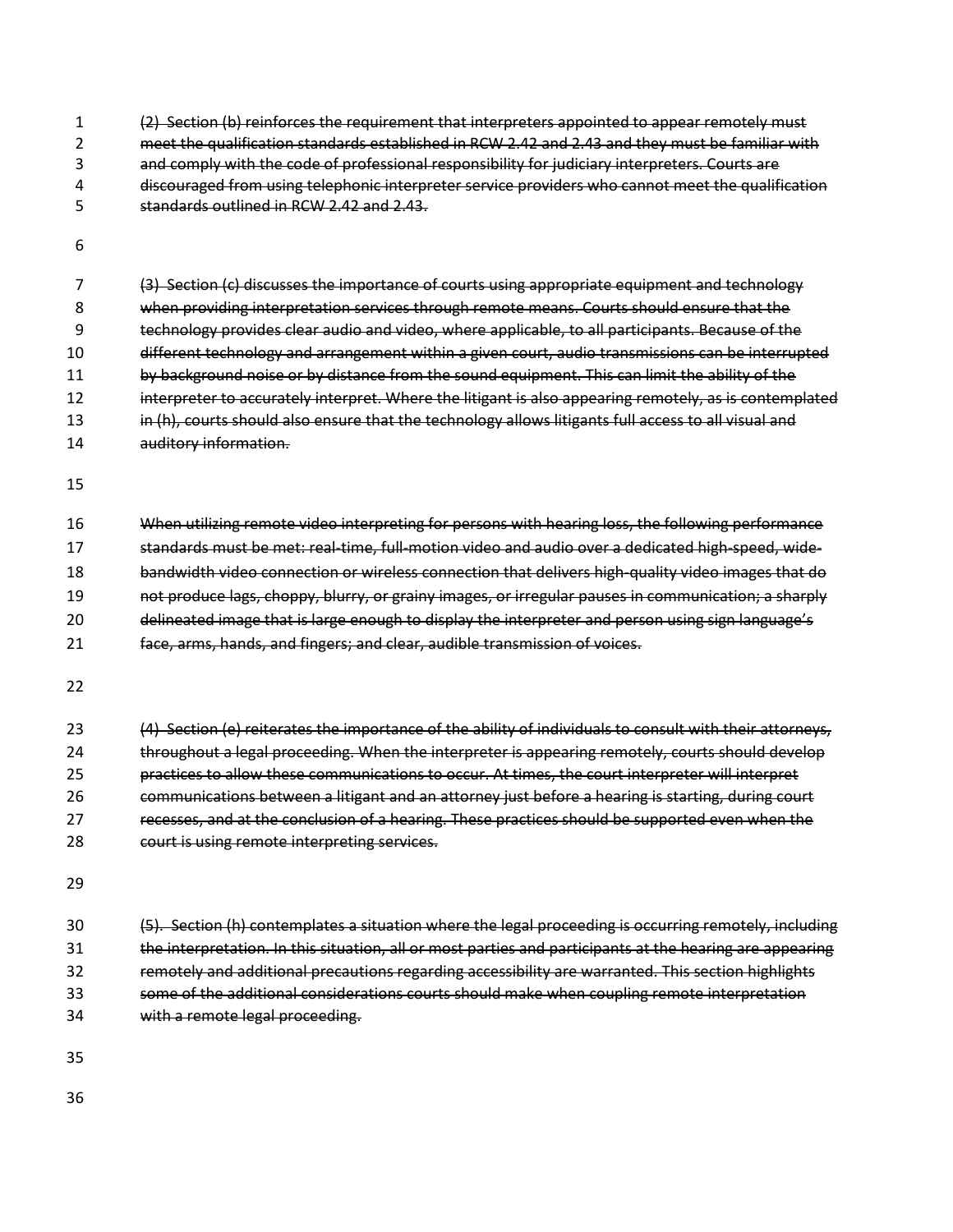~~(2) Section (b) reinforces the requirement that interpreters appointed to appear remotely must meet the qualification standards established in RCW 2.42 and 2.43 and they must be familiar with and comply with the code of professional responsibility for judiciary interpreters. Courts are discouraged from using telephonic interpreter service providers who cannot meet the qualification standards outlined in RCW 2.42 and 2.43.~~

~~(3) Section (c) discusses the importance of courts using appropriate equipment and technology when providing interpretation services through remote means. Courts should ensure that the technology provides clear audio and video, where applicable, to all participants. Because of the different technology and arrangement within a given court, audio transmissions can be interrupted by background noise or by distance from the sound equipment. This can limit the ability of the interpreter to accurately interpret. Where the litigant is also appearing remotely, as is contemplated in (h), courts should also ensure that the technology allows litigants full access to all visual and auditory information.~~

~~When utilizing remote video interpreting for persons with hearing loss, the following performance standards must be met: real-time, full-motion video and audio over a dedicated high-speed, wide-bandwidth video connection or wireless connection that delivers high-quality video images that do not produce lags, choppy, blurry, or grainy images, or irregular pauses in communication; a sharply delineated image that is large enough to display the interpreter and person using sign language's face, arms, hands, and fingers; and clear, audible transmission of voices.~~

~~(4) Section (e) reiterates the importance of the ability of individuals to consult with their attorneys, throughout a legal proceeding. When the interpreter is appearing remotely, courts should develop practices to allow these communications to occur. At times, the court interpreter will interpret communications between a litigant and an attorney just before a hearing is starting, during court recesses, and at the conclusion of a hearing. These practices should be supported even when the court is using remote interpreting services.~~

~~(5). Section (h) contemplates a situation where the legal proceeding is occurring remotely, including the interpretation. In this situation, all or most parties and participants at the hearing are appearing remotely and additional precautions regarding accessibility are warranted. This section highlights some of the additional considerations courts should make when coupling remote interpretation with a remote legal proceeding.~~